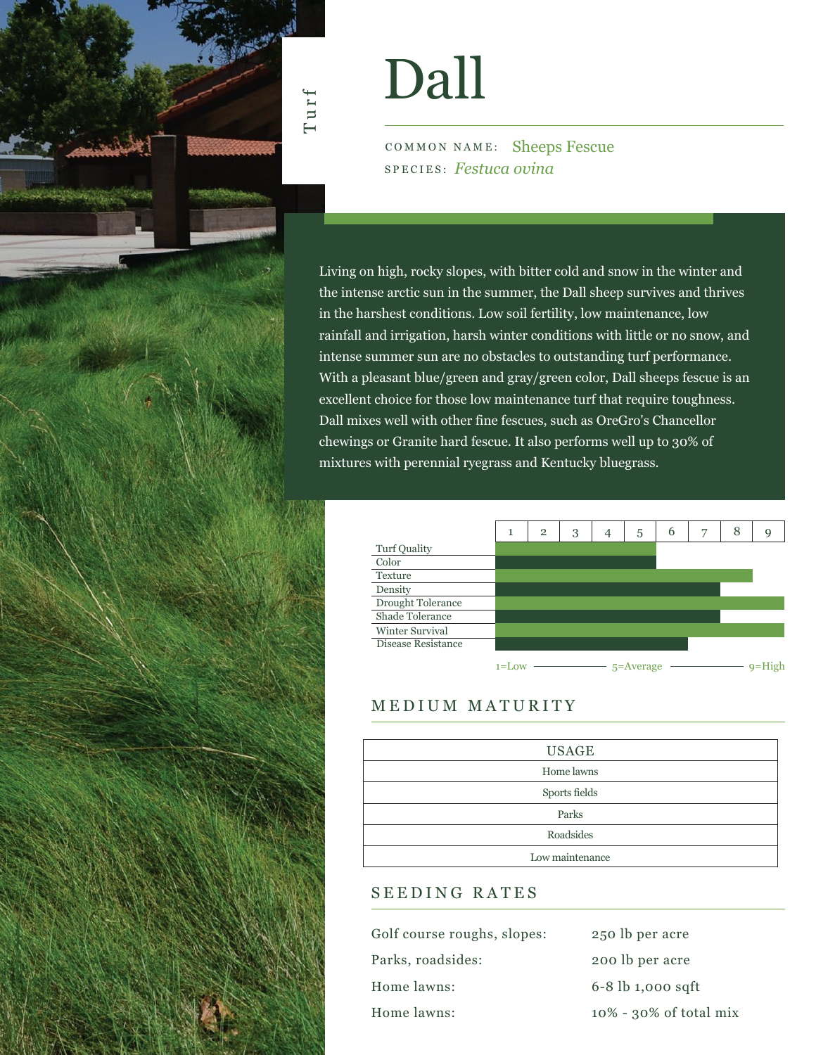Turf

# Dall

COMMON NAME: Sheeps Fescue
SPECIES: *Festuca ovina*

Living on high, rocky slopes, with bitter cold and snow in the winter and the intense arctic sun in the summer, the Dall sheep survives and thrives in the harshest conditions. Low soil fertility, low maintenance, low rainfall and irrigation, harsh winter conditions with little or no snow, and intense summer sun are no obstacles to outstanding turf performance. With a pleasant blue/green and gray/green color, Dall sheeps fescue is an excellent choice for those low maintenance turf that require toughness. Dall mixes well with other fine fescues, such as OreGro's Chancellor chewings or Granite hard fescue. It also performs well up to 30% of mixtures with perennial ryegrass and Kentucky bluegrass.

| Trait | Rating (1–9) |
|---|---|
| Turf Quality | 5 |
| Color | 5 |
| Texture | 8 |
| Density | 7 |
| Drought Tolerance | 9 |
| Shade Tolerance | 7 |
| Winter Survival | 9 |
| Disease Resistance | 6 |

1=Low — 5=Average — 9=High

## MEDIUM MATURITY

| USAGE |
|---|
| Home lawns |
| Sports fields |
| Parks |
| Roadsides |
| Low maintenance |

## SEEDING RATES

| | |
|---|---|
| Golf course roughs, slopes: | 250 lb per acre |
| Parks, roadsides: | 200 lb per acre |
| Home lawns: | 6-8 lb 1,000 sqft |
| Home lawns: | 10% - 30% of total mix |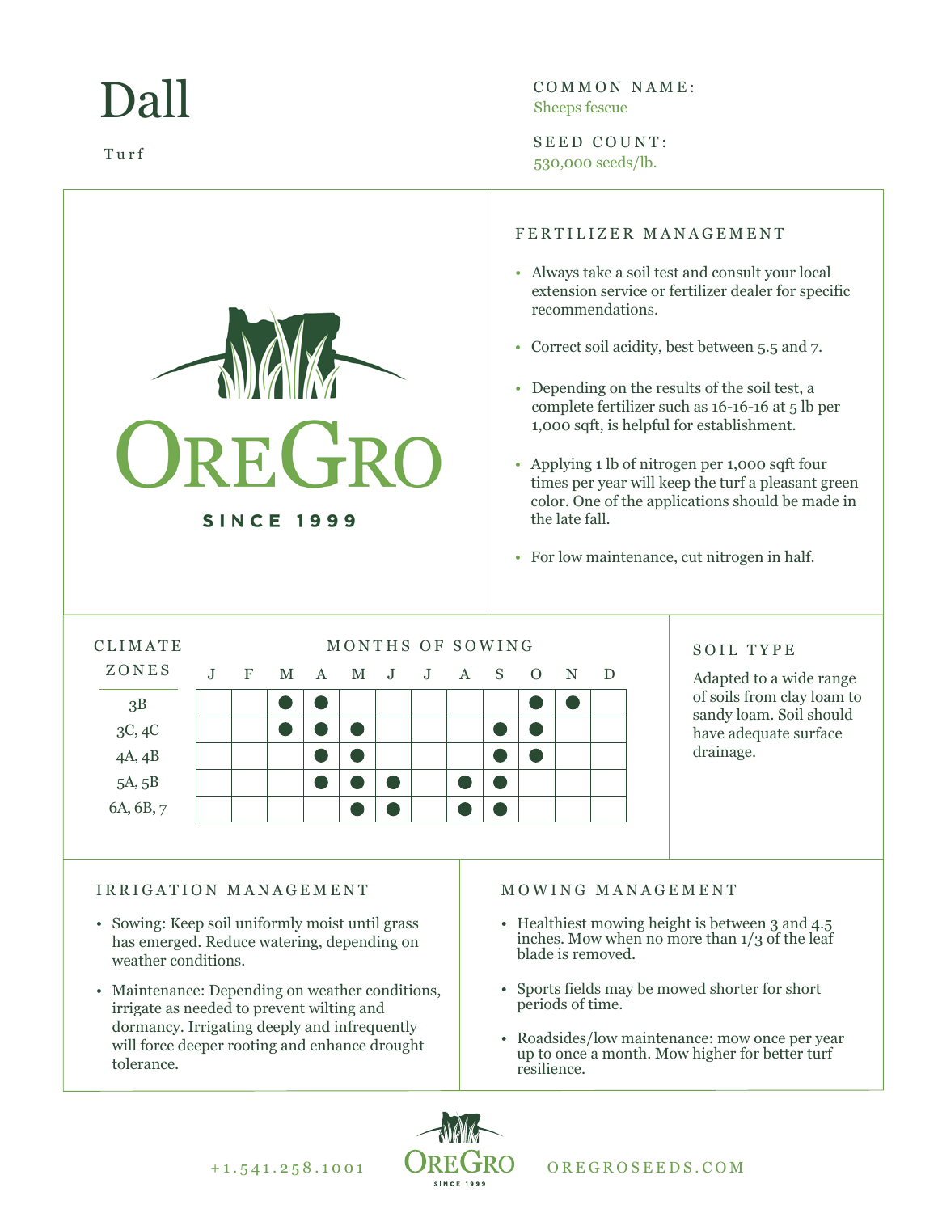# Dall

Turf

COMMON NAME:
Sheeps fescue

SEED COUNT:
530,000 seeds/lb.

## FERTILIZER MANAGEMENT

- Always take a soil test and consult your local extension service or fertilizer dealer for specific recommendations.
- Correct soil acidity, best between 5.5 and 7.
- Depending on the results of the soil test, a complete fertilizer such as 16-16-16 at 5 lb per 1,000 sqft, is helpful for establishment.
- Applying 1 lb of nitrogen per 1,000 sqft four times per year will keep the turf a pleasant green color. One of the applications should be made in the late fall.
- For low maintenance, cut nitrogen in half.

## MONTHS OF SOWING

| CLIMATE ZONES | J | F | M | A | M | J | J | A | S | O | N | D |
|---|---|---|---|---|---|---|---|---|---|---|---|---|
| 3B | | | ● | ● | | | | | | ● | ● | |
| 3C, 4C | | | ● | ● | ● | | | | ● | ● | | |
| 4A, 4B | | | | ● | ● | | | | ● | ● | | |
| 5A, 5B | | | | ● | ● | ● | | ● | ● | | | |
| 6A, 6B, 7 | | | | | ● | ● | | ● | ● | | | |

## SOIL TYPE

Adapted to a wide range of soils from clay loam to sandy loam. Soil should have adequate surface drainage.

## IRRIGATION MANAGEMENT

- Sowing: Keep soil uniformly moist until grass has emerged. Reduce watering, depending on weather conditions.
- Maintenance: Depending on weather conditions, irrigate as needed to prevent wilting and dormancy. Irrigating deeply and infrequently will force deeper rooting and enhance drought tolerance.

## MOWING MANAGEMENT

- Healthiest mowing height is between 3 and 4.5 inches. Mow when no more than 1/3 of the leaf blade is removed.
- Sports fields may be mowed shorter for short periods of time.
- Roadsides/low maintenance: mow once per year up to once a month. Mow higher for better turf resilience.

+1.541.258.1001 OREGROSEEDS.COM